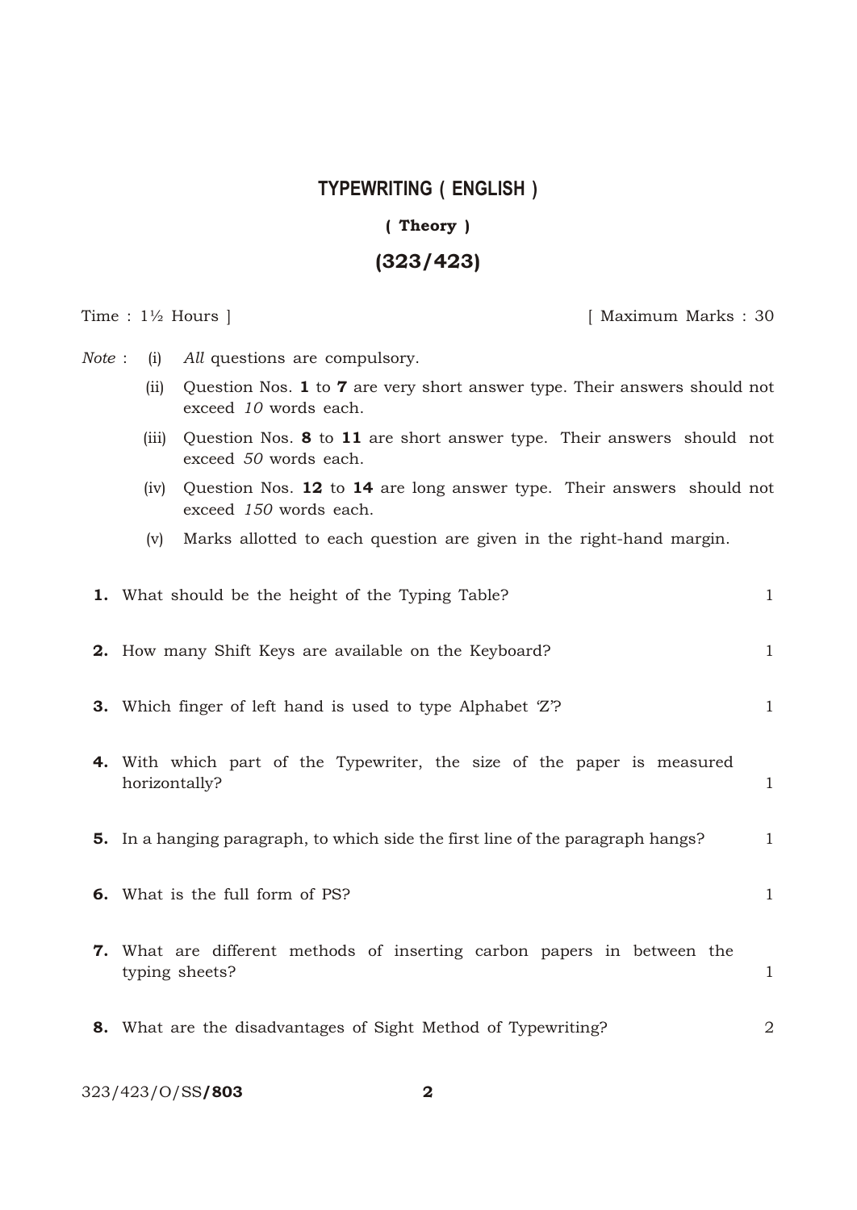# TYPEWRITING ( ENGLISH )

**( Theory )**

**(323/423)**

Time : 1½ Hours ] [ Maximum Marks : 30

*Note* : (i) *All* questions are compulsory.

(ii) Question Nos. **1** to **7** are very short answer type. Their answers should not exceed *10* words each.

(iii) Question Nos. **8** to **11** are short answer type. Their answers should not exceed *50* words each.

(iv) Question Nos. **12** to **14** are long answer type. Their answers should not exceed *150* words each.

(v) Marks allotted to each question are given in the right-hand margin.

**1.** What should be the height of the Typing Table? 1

**2.** How many Shift Keys are available on the Keyboard? 1

**3.** Which finger of left hand is used to type Alphabet 'Z'? 1

**4.** With which part of the Typewriter, the size of the paper is measured horizontally? 1

**5.** In a hanging paragraph, to which side the first line of the paragraph hangs? 1

**6.** What is the full form of PS? 1

**7.** What are different methods of inserting carbon papers in between the typing sheets? 1

**8.** What are the disadvantages of Sight Method of Typewriting? 2

323/423/O/SS**/803**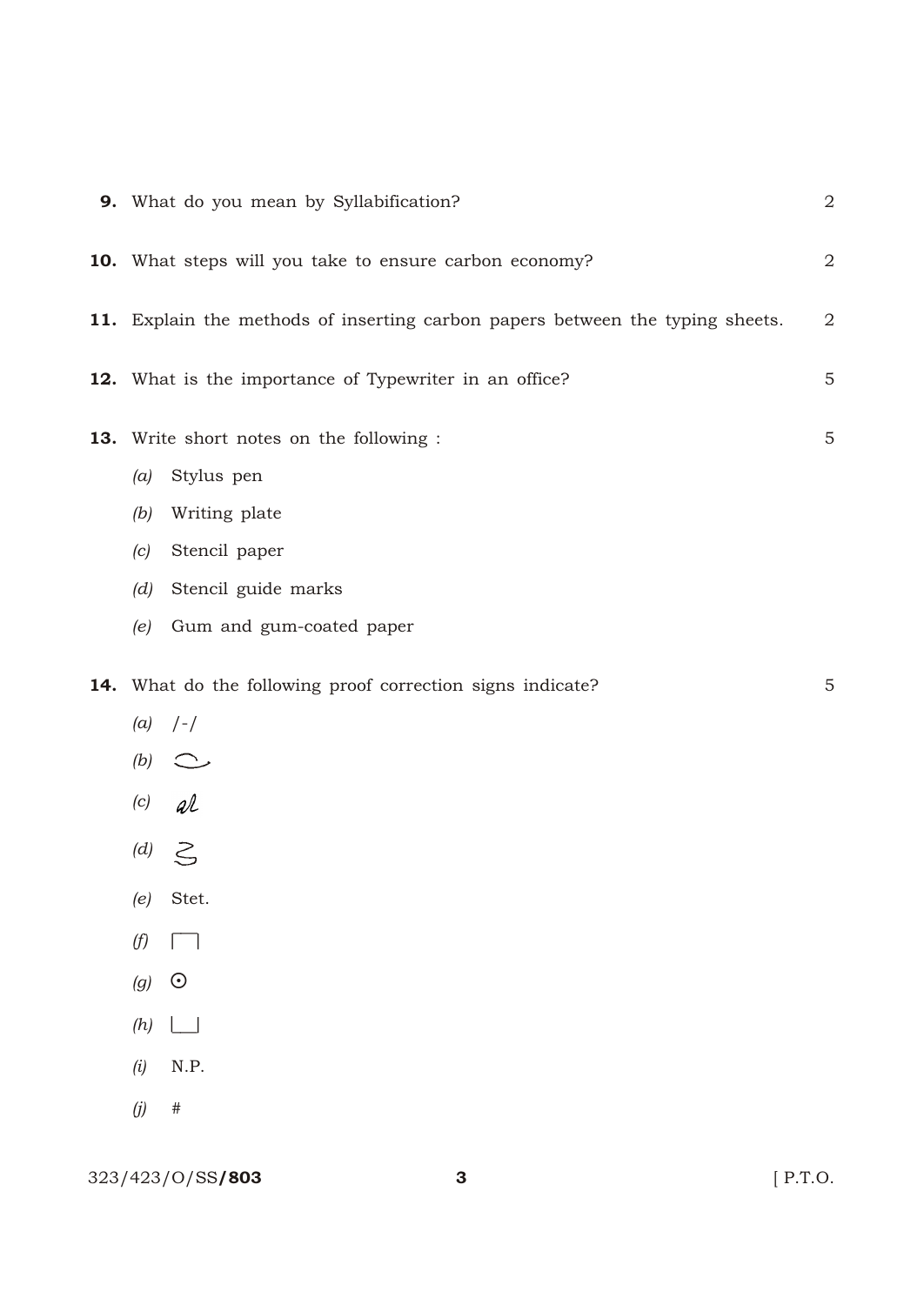**9.** What do you mean by Syllabification? 2

**10.** What steps will you take to ensure carbon economy? 2

**11.** Explain the methods of inserting carbon papers between the typing sheets. 2

**12.** What is the importance of Typewriter in an office? 5

**13.** Write short notes on the following : 5

*(a)* Stylus pen

*(b)* Writing plate

*(c)* Stencil paper

*(d)* Stencil guide marks

*(e)* Gum and gum-coated paper

**14.** What do the following proof correction signs indicate? 5

*(a)* /-/

*(b)* ⁀

*(c)* ∂l

*(d)* ʓ

*(e)* Stet.

*(f)* ⌐¬

*(g)* ⊙

*(h)* ⌊⌋

*(i)* N.P.

*(j)* #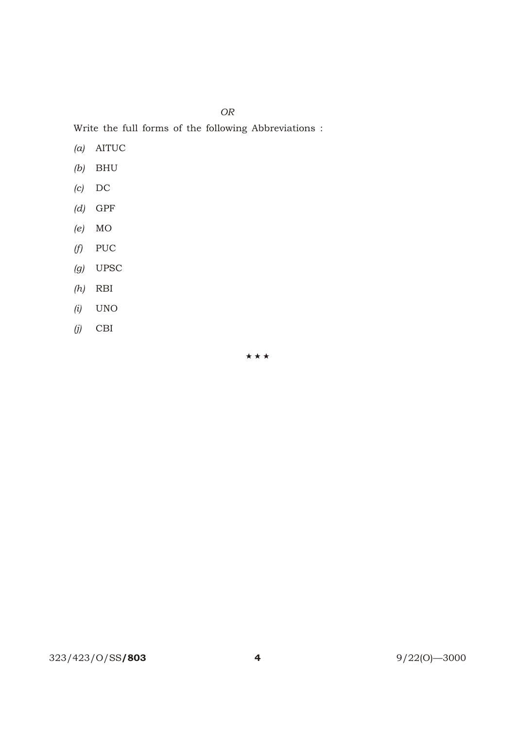*OR*

Write the full forms of the following Abbreviations :

*(a)* AITUC

*(b)* BHU

*(c)* DC

*(d)* GPF

*(e)* MO

*(f)* PUC

*(g)* UPSC

*(h)* RBI

*(i)* UNO

*(j)* CBI

★ ★ ★